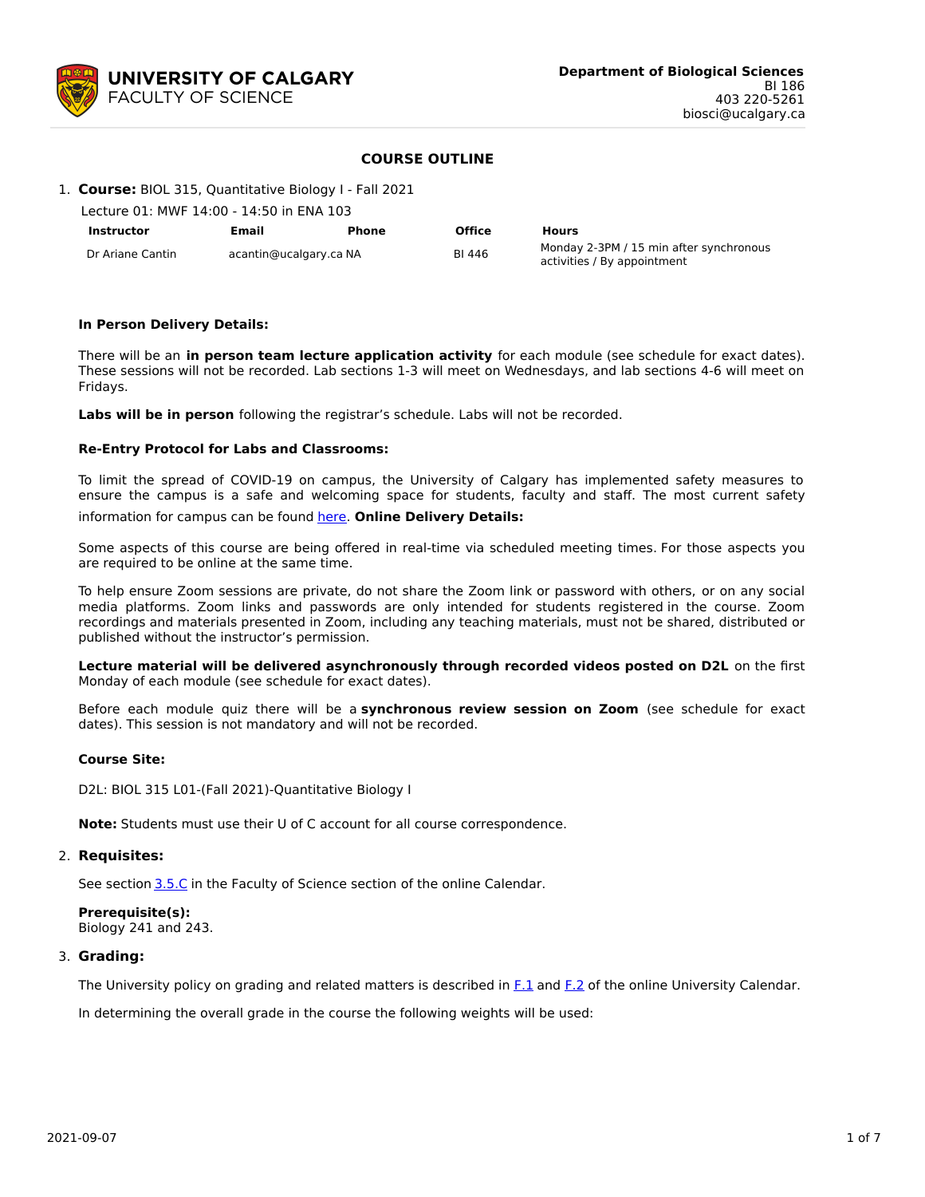**Department of Biological Sciences**
BI 186
403 220-5261
biosci@ucalgary.ca

# COURSE OUTLINE

1. **Course:** BIOL 315, Quantitative Biology I - Fall 2021

Lecture 01: MWF 14:00 - 14:50 in ENA 103

| Instructor | Email | Phone | Office | Hours |
|---|---|---|---|---|
| Dr Ariane Cantin | acantin@ucalgary.ca | NA | BI 446 | Monday 2-3PM / 15 min after synchronous activities / By appointment |

**In Person Delivery Details:**

There will be an **in person team lecture application activity** for each module (see schedule for exact dates). These sessions will not be recorded. Lab sections 1-3 will meet on Wednesdays, and lab sections 4-6 will meet on Fridays.

**Labs will be in person** following the registrar's schedule. Labs will not be recorded.

**Re-Entry Protocol for Labs and Classrooms:**

To limit the spread of COVID-19 on campus, the University of Calgary has implemented safety measures to ensure the campus is a safe and welcoming space for students, faculty and staff. The most current safety information for campus can be found here.

**Online Delivery Details:**

Some aspects of this course are being offered in real-time via scheduled meeting times. For those aspects you are required to be online at the same time.

To help ensure Zoom sessions are private, do not share the Zoom link or password with others, or on any social media platforms. Zoom links and passwords are only intended for students registered in the course. Zoom recordings and materials presented in Zoom, including any teaching materials, must not be shared, distributed or published without the instructor's permission.

**Lecture material will be delivered asynchronously through recorded videos posted on D2L** on the first Monday of each module (see schedule for exact dates).

Before each module quiz there will be a **synchronous review session on Zoom** (see schedule for exact dates). This session is not mandatory and will not be recorded.

**Course Site:**

D2L: BIOL 315 L01-(Fall 2021)-Quantitative Biology I

**Note:** Students must use their U of C account for all course correspondence.

2. **Requisites:**

See section 3.5.C in the Faculty of Science section of the online Calendar.

**Prerequisite(s):**
Biology 241 and 243.

3. **Grading:**

The University policy on grading and related matters is described in F.1 and F.2 of the online University Calendar.

In determining the overall grade in the course the following weights will be used: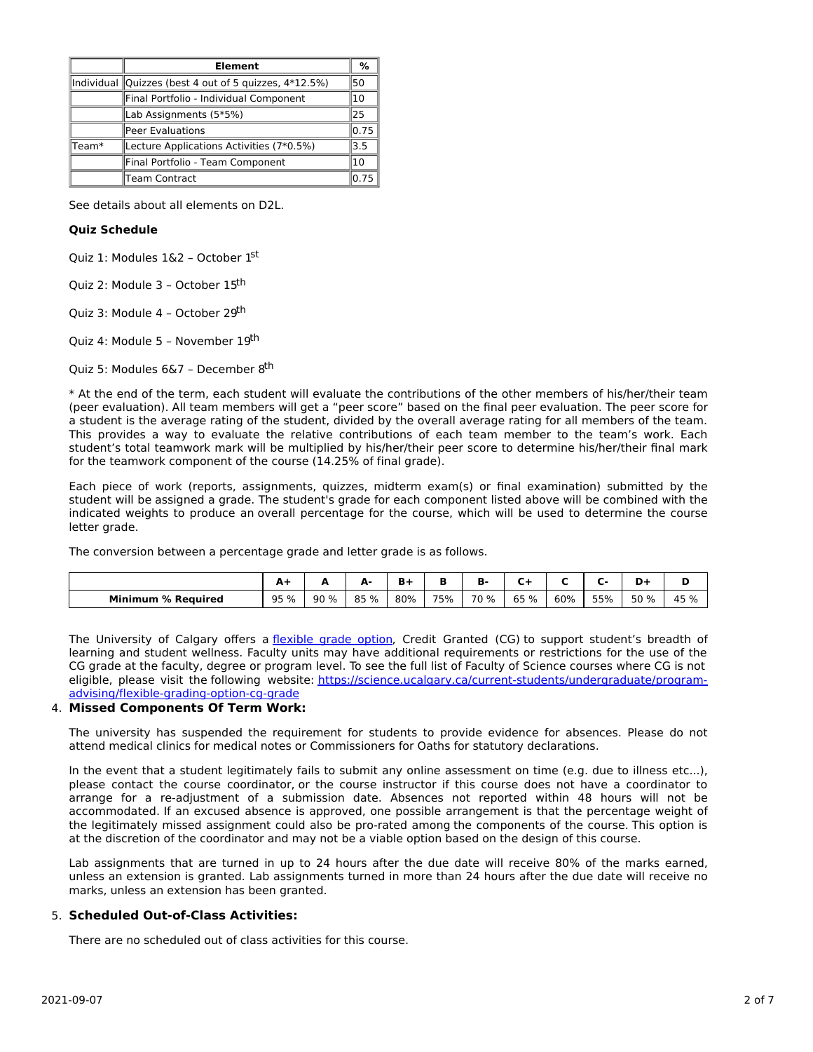| | Element | % |
|---|---|---|
| Individual | Quizzes (best 4 out of 5 quizzes, 4*12.5%) | 50 |
| | Final Portfolio - Individual Component | 10 |
| | Lab Assignments (5*5%) | 25 |
| | Peer Evaluations | 0.75 |
| Team* | Lecture Applications Activities (7*0.5%) | 3.5 |
| | Final Portfolio - Team Component | 10 |
| | Team Contract | 0.75 |

See details about all elements on D2L.

**Quiz Schedule**

Quiz 1: Modules 1&2 – October 1st

Quiz 2: Module 3 – October 15th

Quiz 3: Module 4 – October 29th

Quiz 4: Module 5 – November 19th

Quiz 5: Modules 6&7 – December 8th

* At the end of the term, each student will evaluate the contributions of the other members of his/her/their team (peer evaluation). All team members will get a "peer score" based on the final peer evaluation. The peer score for a student is the average rating of the student, divided by the overall average rating for all members of the team. This provides a way to evaluate the relative contributions of each team member to the team's work. Each student's total teamwork mark will be multiplied by his/her/their peer score to determine his/her/their final mark for the teamwork component of the course (14.25% of final grade).

Each piece of work (reports, assignments, quizzes, midterm exam(s) or final examination) submitted by the student will be assigned a grade. The student's grade for each component listed above will be combined with the indicated weights to produce an overall percentage for the course, which will be used to determine the course letter grade.

The conversion between a percentage grade and letter grade is as follows.

| | A+ | A | A- | B+ | B | B- | C+ | C | C- | D+ | D |
|---|---|---|---|---|---|---|---|---|---|---|---|
| **Minimum % Required** | 95 % | 90 % | 85 % | 80% | 75% | 70 % | 65 % | 60% | 55% | 50 % | 45 % |

The University of Calgary offers a [flexible grade option](#), Credit Granted (CG) to support student's breadth of learning and student wellness. Faculty units may have additional requirements or restrictions for the use of the CG grade at the faculty, degree or program level. To see the full list of Faculty of Science courses where CG is not eligible, please visit the following website: https://science.ucalgary.ca/current-students/undergraduate/program-advising/flexible-grading-option-cg-grade

4. **Missed Components Of Term Work:**

The university has suspended the requirement for students to provide evidence for absences. Please do not attend medical clinics for medical notes or Commissioners for Oaths for statutory declarations.

In the event that a student legitimately fails to submit any online assessment on time (e.g. due to illness etc...), please contact the course coordinator, or the course instructor if this course does not have a coordinator to arrange for a re-adjustment of a submission date. Absences not reported within 48 hours will not be accommodated. If an excused absence is approved, one possible arrangement is that the percentage weight of the legitimately missed assignment could also be pro-rated among the components of the course. This option is at the discretion of the coordinator and may not be a viable option based on the design of this course.

Lab assignments that are turned in up to 24 hours after the due date will receive 80% of the marks earned, unless an extension is granted. Lab assignments turned in more than 24 hours after the due date will receive no marks, unless an extension has been granted.

5. **Scheduled Out-of-Class Activities:**

There are no scheduled out of class activities for this course.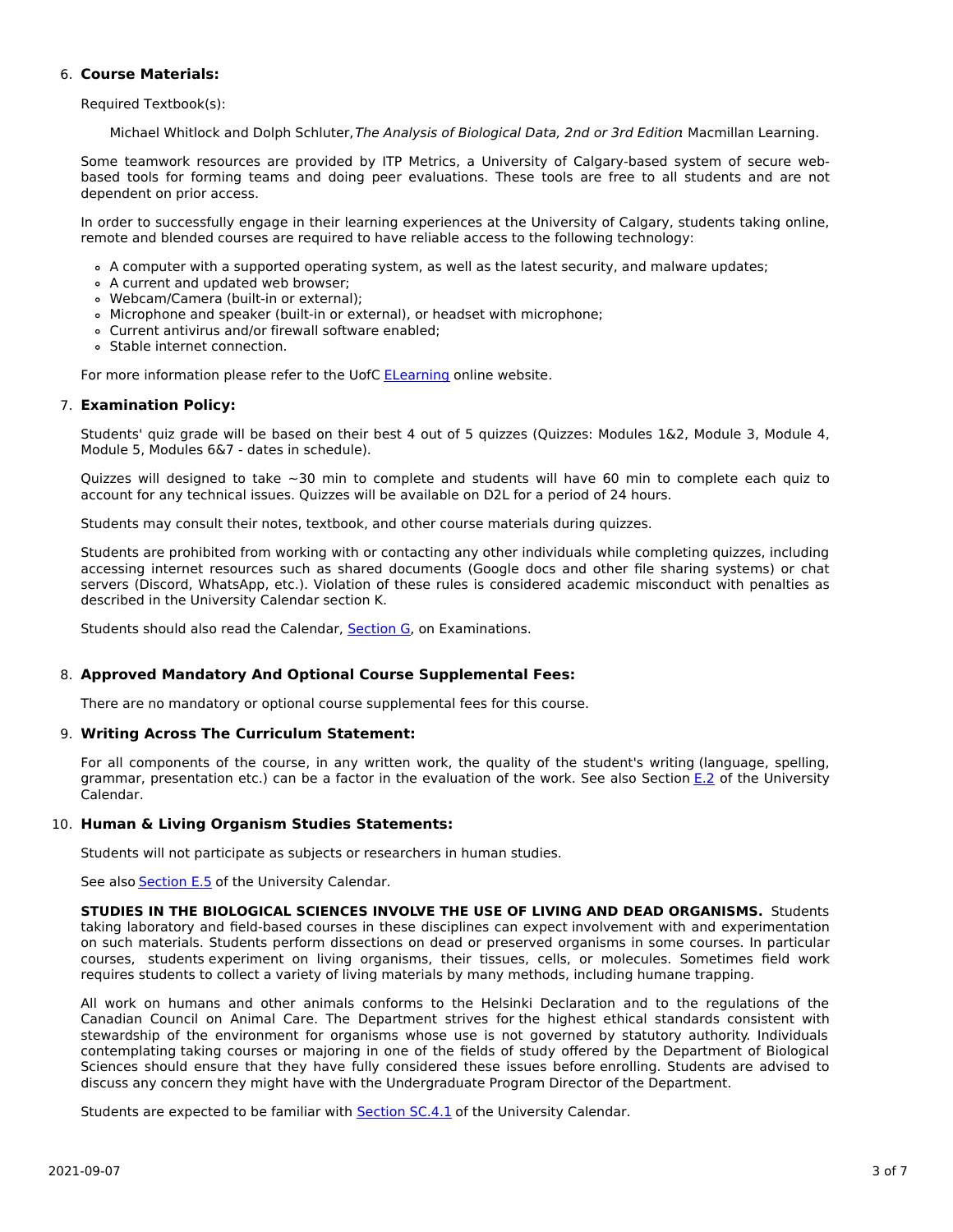6. **Course Materials:**

   Required Textbook(s):

   Michael Whitlock and Dolph Schluter, *The Analysis of Biological Data, 2nd or 3rd Edition*: Macmillan Learning.

   Some teamwork resources are provided by ITP Metrics, a University of Calgary-based system of secure web-based tools for forming teams and doing peer evaluations. These tools are free to all students and are not dependent on prior access.

   In order to successfully engage in their learning experiences at the University of Calgary, students taking online, remote and blended courses are required to have reliable access to the following technology:

   - A computer with a supported operating system, as well as the latest security, and malware updates;
   - A current and updated web browser;
   - Webcam/Camera (built-in or external);
   - Microphone and speaker (built-in or external), or headset with microphone;
   - Current antivirus and/or firewall software enabled;
   - Stable internet connection.

   For more information please refer to the UofC ELearning online website.

7. **Examination Policy:**

   Students' quiz grade will be based on their best 4 out of 5 quizzes (Quizzes: Modules 1&2, Module 3, Module 4, Module 5, Modules 6&7 - dates in schedule).

   Quizzes will designed to take ~30 min to complete and students will have 60 min to complete each quiz to account for any technical issues. Quizzes will be available on D2L for a period of 24 hours.

   Students may consult their notes, textbook, and other course materials during quizzes.

   Students are prohibited from working with or contacting any other individuals while completing quizzes, including accessing internet resources such as shared documents (Google docs and other file sharing systems) or chat servers (Discord, WhatsApp, etc.). Violation of these rules is considered academic misconduct with penalties as described in the University Calendar section K.

   Students should also read the Calendar, Section G, on Examinations.

8. **Approved Mandatory And Optional Course Supplemental Fees:**

   There are no mandatory or optional course supplemental fees for this course.

9. **Writing Across The Curriculum Statement:**

   For all components of the course, in any written work, the quality of the student's writing (language, spelling, grammar, presentation etc.) can be a factor in the evaluation of the work. See also Section E.2 of the University Calendar.

10. **Human & Living Organism Studies Statements:**

    Students will not participate as subjects or researchers in human studies.

    See also Section E.5 of the University Calendar.

    **STUDIES IN THE BIOLOGICAL SCIENCES INVOLVE THE USE OF LIVING AND DEAD ORGANISMS.** Students taking laboratory and field-based courses in these disciplines can expect involvement with and experimentation on such materials. Students perform dissections on dead or preserved organisms in some courses. In particular courses, students experiment on living organisms, their tissues, cells, or molecules. Sometimes field work requires students to collect a variety of living materials by many methods, including humane trapping.

    All work on humans and other animals conforms to the Helsinki Declaration and to the regulations of the Canadian Council on Animal Care. The Department strives for the highest ethical standards consistent with stewardship of the environment for organisms whose use is not governed by statutory authority. Individuals contemplating taking courses or majoring in one of the fields of study offered by the Department of Biological Sciences should ensure that they have fully considered these issues before enrolling. Students are advised to discuss any concern they might have with the Undergraduate Program Director of the Department.

    Students are expected to be familiar with Section SC.4.1 of the University Calendar.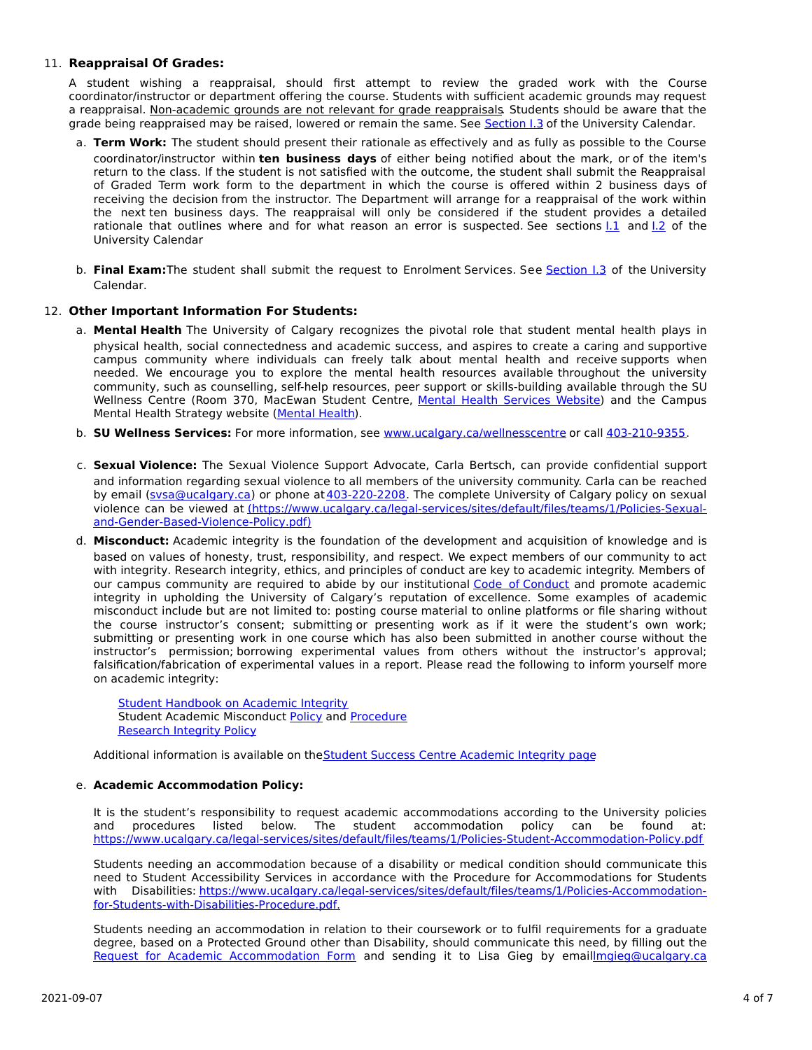11. **Reappraisal Of Grades:**

    A student wishing a reappraisal, should first attempt to review the graded work with the Course coordinator/instructor or department offering the course. Students with sufficient academic grounds may request a reappraisal. Non-academic grounds are not relevant for grade reappraisals. Students should be aware that the grade being reappraised may be raised, lowered or remain the same. See Section I.3 of the University Calendar.

    a. **Term Work:** The student should present their rationale as effectively and as fully as possible to the Course coordinator/instructor within **ten business days** of either being notified about the mark, or of the item's return to the class. If the student is not satisfied with the outcome, the student shall submit the Reappraisal of Graded Term work form to the department in which the course is offered within 2 business days of receiving the decision from the instructor. The Department will arrange for a reappraisal of the work within the next ten business days. The reappraisal will only be considered if the student provides a detailed rationale that outlines where and for what reason an error is suspected. See sections I.1 and I.2 of the University Calendar

    b. **Final Exam:** The student shall submit the request to Enrolment Services. See Section I.3 of the University Calendar.

12. **Other Important Information For Students:**

    a. **Mental Health** The University of Calgary recognizes the pivotal role that student mental health plays in physical health, social connectedness and academic success, and aspires to create a caring and supportive campus community where individuals can freely talk about mental health and receive supports when needed. We encourage you to explore the mental health resources available throughout the university community, such as counselling, self-help resources, peer support or skills-building available through the SU Wellness Centre (Room 370, MacEwan Student Centre, Mental Health Services Website) and the Campus Mental Health Strategy website (Mental Health).

    b. **SU Wellness Services:** For more information, see www.ucalgary.ca/wellnesscentre or call 403-210-9355.

    c. **Sexual Violence:** The Sexual Violence Support Advocate, Carla Bertsch, can provide confidential support and information regarding sexual violence to all members of the university community. Carla can be reached by email (svsa@ucalgary.ca) or phone at 403-220-2208. The complete University of Calgary policy on sexual violence can be viewed at (https://www.ucalgary.ca/legal-services/sites/default/files/teams/1/Policies-Sexual-and-Gender-Based-Violence-Policy.pdf)

    d. **Misconduct:** Academic integrity is the foundation of the development and acquisition of knowledge and is based on values of honesty, trust, responsibility, and respect. We expect members of our community to act with integrity. Research integrity, ethics, and principles of conduct are key to academic integrity. Members of our campus community are required to abide by our institutional Code of Conduct and promote academic integrity in upholding the University of Calgary's reputation of excellence. Some examples of academic misconduct include but are not limited to: posting course material to online platforms or file sharing without the course instructor's consent; submitting or presenting work as if it were the student's own work; submitting or presenting work in one course which has also been submitted in another course without the instructor's permission; borrowing experimental values from others without the instructor's approval; falsification/fabrication of experimental values in a report. Please read the following to inform yourself more on academic integrity:

       Student Handbook on Academic Integrity
       Student Academic Misconduct Policy and Procedure
       Research Integrity Policy

       Additional information is available on the Student Success Centre Academic Integrity page

    e. **Academic Accommodation Policy:**

       It is the student's responsibility to request academic accommodations according to the University policies and procedures listed below. The student accommodation policy can be found at: https://www.ucalgary.ca/legal-services/sites/default/files/teams/1/Policies-Student-Accommodation-Policy.pdf

       Students needing an accommodation because of a disability or medical condition should communicate this need to Student Accessibility Services in accordance with the Procedure for Accommodations for Students with Disabilities: https://www.ucalgary.ca/legal-services/sites/default/files/teams/1/Policies-Accommodation-for-Students-with-Disabilities-Procedure.pdf.

       Students needing an accommodation in relation to their coursework or to fulfil requirements for a graduate degree, based on a Protected Ground other than Disability, should communicate this need, by filling out the Request for Academic Accommodation Form and sending it to Lisa Gieg by email lmgieg@ucalgary.ca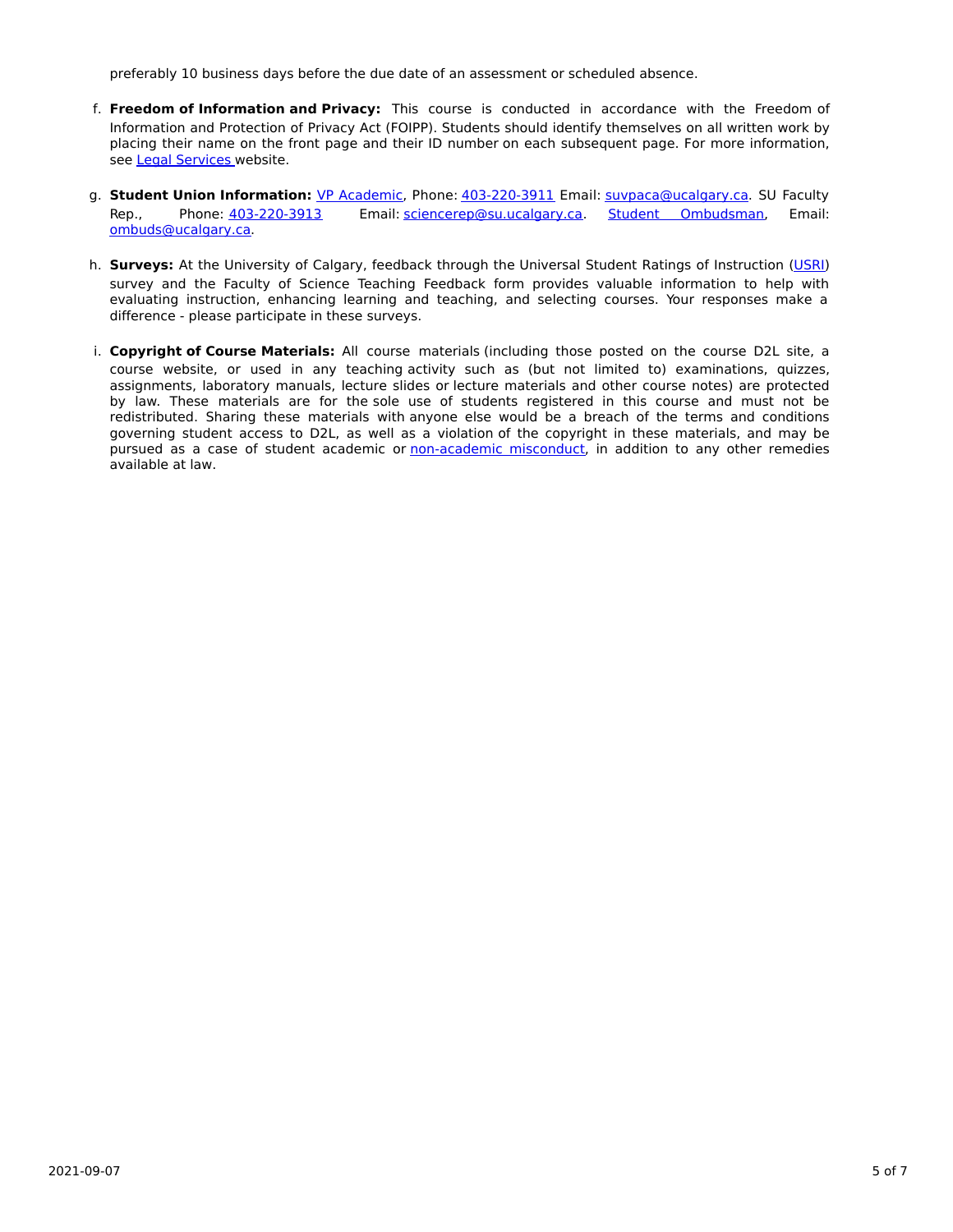preferably 10 business days before the due date of an assessment or scheduled absence.

f. **Freedom of Information and Privacy:** This course is conducted in accordance with the Freedom of Information and Protection of Privacy Act (FOIPP). Students should identify themselves on all written work by placing their name on the front page and their ID number on each subsequent page. For more information, see Legal Services website.

g. **Student Union Information:** VP Academic, Phone: 403-220-3911 Email: suvpaca@ucalgary.ca. SU Faculty Rep., Phone: 403-220-3913 Email: sciencerep@su.ucalgary.ca. Student Ombudsman, Email: ombuds@ucalgary.ca.

h. **Surveys:** At the University of Calgary, feedback through the Universal Student Ratings of Instruction (USRI) survey and the Faculty of Science Teaching Feedback form provides valuable information to help with evaluating instruction, enhancing learning and teaching, and selecting courses. Your responses make a difference - please participate in these surveys.

i. **Copyright of Course Materials:** All course materials (including those posted on the course D2L site, a course website, or used in any teaching activity such as (but not limited to) examinations, quizzes, assignments, laboratory manuals, lecture slides or lecture materials and other course notes) are protected by law. These materials are for the sole use of students registered in this course and must not be redistributed. Sharing these materials with anyone else would be a breach of the terms and conditions governing student access to D2L, as well as a violation of the copyright in these materials, and may be pursued as a case of student academic or non-academic misconduct, in addition to any other remedies available at law.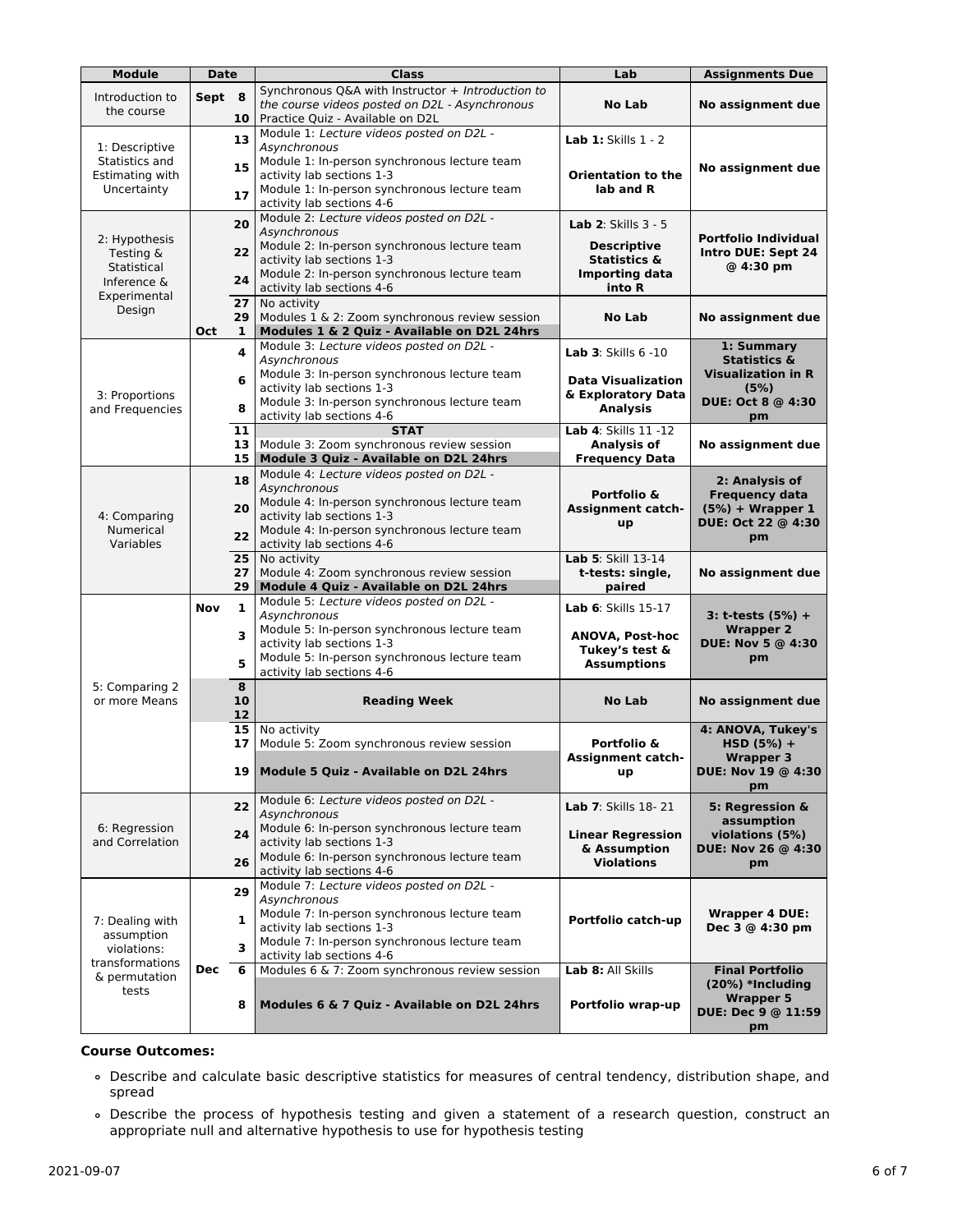| Module | Date | | Class | Lab | Assignments Due |
|---|---|---|---|---|---|
| Introduction to the course | Sept | 8 | Synchronous Q&A with Instructor + *Introduction to the course videos posted on D2L - Asynchronous* | **No Lab** | **No assignment due** |
| | | 10 | Practice Quiz - Available on D2L | | |
| 1: Descriptive Statistics and Estimating with Uncertainty | | 13 | Module 1: *Lecture videos posted on D2L - Asynchronous* | **Lab 1:** Skills 1 - 2<br><br>**Orientation to the lab and R** | **No assignment due** |
| | | 15 | Module 1: In-person synchronous lecture team activity lab sections 1-3 | | |
| | | 17 | Module 1: In-person synchronous lecture team activity lab sections 4-6 | | |
| 2: Hypothesis Testing & Statistical Inference & Experimental Design | | 20 | Module 2: *Lecture videos posted on D2L - Asynchronous* | **Lab 2**: Skills 3 - 5<br><br>**Descriptive Statistics & Importing data into R** | **Portfolio Individual Intro DUE: Sept 24 @ 4:30 pm** |
| | | 22 | Module 2: In-person synchronous lecture team activity lab sections 1-3 | | |
| | | 24 | Module 2: In-person synchronous lecture team activity lab sections 4-6 | | |
| | | 27 | No activity | **No Lab** | **No assignment due** |
| | | 29 | Modules 1 & 2: Zoom synchronous review session | | |
| | Oct | 1 | **Modules 1 & 2 Quiz - Available on D2L 24hrs** | | |
| 3: Proportions and Frequencies | | 4 | Module 3: *Lecture videos posted on D2L - Asynchronous* | **Lab 3**: Skills 6 -10<br><br>**Data Visualization & Exploratory Data Analysis** | **1: Summary Statistics & Visualization in R (5%) DUE: Oct 8 @ 4:30 pm** |
| | | 6 | Module 3: In-person synchronous lecture team activity lab sections 1-3 | | |
| | | 8 | Module 3: In-person synchronous lecture team activity lab sections 4-6 | | |
| | | 11 | **STAT** | **Lab 4**: Skills 11 -12<br>**Analysis of Frequency Data** | **No assignment due** |
| | | 13 | Module 3: Zoom synchronous review session | | |
| | | 15 | **Module 3 Quiz - Available on D2L 24hrs** | | |
| 4: Comparing Numerical Variables | | 18 | Module 4: *Lecture videos posted on D2L - Asynchronous* | **Portfolio & Assignment catch-up** | **2: Analysis of Frequency data (5%) + Wrapper 1 DUE: Oct 22 @ 4:30 pm** |
| | | 20 | Module 4: In-person synchronous lecture team activity lab sections 1-3 | | |
| | | 22 | Module 4: In-person synchronous lecture team activity lab sections 4-6 | | |
| | | 25 | No activity | **Lab 5**: Skill 13-14<br>**t-tests: single, paired** | **No assignment due** |
| | | 27 | Module 4: Zoom synchronous review session | | |
| | | 29 | **Module 4 Quiz - Available on D2L 24hrs** | | |
| 5: Comparing 2 or more Means | Nov | 1 | Module 5: *Lecture videos posted on D2L - Asynchronous* | **Lab 6**: Skills 15-17<br><br>**ANOVA, Post-hoc Tukey's test & Assumptions** | **3: t-tests (5%) + Wrapper 2 DUE: Nov 5 @ 4:30 pm** |
| | | 3 | Module 5: In-person synchronous lecture team activity lab sections 1-3 | | |
| | | 5 | Module 5: In-person synchronous lecture team activity lab sections 4-6 | | |
| | | 8<br>10<br>12 | **Reading Week** | **No Lab** | **No assignment due** |
| | | 15 | No activity | **Portfolio & Assignment catch-up** | **4: ANOVA, Tukey's HSD (5%) + Wrapper 3 DUE: Nov 19 @ 4:30 pm** |
| | | 17 | Module 5: Zoom synchronous review session | | |
| | | 19 | **Module 5 Quiz - Available on D2L 24hrs** | | |
| 6: Regression and Correlation | | 22 | Module 6: *Lecture videos posted on D2L - Asynchronous* | **Lab 7**: Skills 18- 21<br><br>**Linear Regression & Assumption Violations** | **5: Regression & assumption violations (5%) DUE: Nov 26 @ 4:30 pm** |
| | | 24 | Module 6: In-person synchronous lecture team activity lab sections 1-3 | | |
| | | 26 | Module 6: In-person synchronous lecture team activity lab sections 4-6 | | |
| 7: Dealing with assumption violations: transformations & permutation tests | | 29 | Module 7: *Lecture videos posted on D2L - Asynchronous* | **Portfolio catch-up** | **Wrapper 4 DUE: Dec 3 @ 4:30 pm** |
| | | 1 | Module 7: In-person synchronous lecture team activity lab sections 1-3 | | |
| | | 3 | Module 7: In-person synchronous lecture team activity lab sections 4-6 | | |
| | Dec | 6 | Modules 6 & 7: Zoom synchronous review session | **Lab 8:** All Skills<br><br>**Portfolio wrap-up** | **Final Portfolio (20%) *Including Wrapper 5 DUE: Dec 9 @ 11:59 pm** |
| | | 8 | **Modules 6 & 7 Quiz - Available on D2L 24hrs** | | |

**Course Outcomes:**

- Describe and calculate basic descriptive statistics for measures of central tendency, distribution shape, and spread
- Describe the process of hypothesis testing and given a statement of a research question, construct an appropriate null and alternative hypothesis to use for hypothesis testing

2021-09-07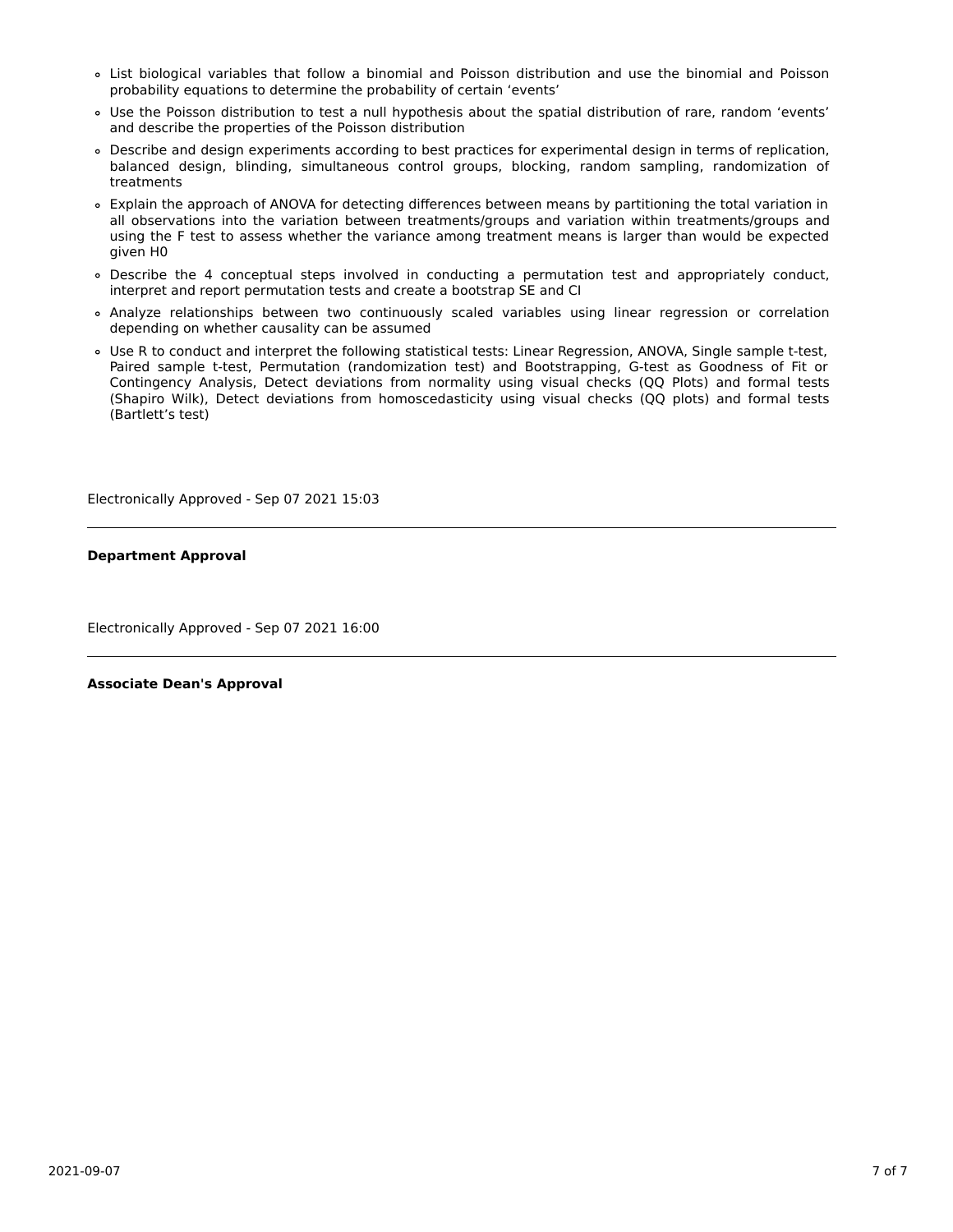- List biological variables that follow a binomial and Poisson distribution and use the binomial and Poisson probability equations to determine the probability of certain 'events'
- Use the Poisson distribution to test a null hypothesis about the spatial distribution of rare, random 'events' and describe the properties of the Poisson distribution
- Describe and design experiments according to best practices for experimental design in terms of replication, balanced design, blinding, simultaneous control groups, blocking, random sampling, randomization of treatments
- Explain the approach of ANOVA for detecting differences between means by partitioning the total variation in all observations into the variation between treatments/groups and variation within treatments/groups and using the F test to assess whether the variance among treatment means is larger than would be expected given H0
- Describe the 4 conceptual steps involved in conducting a permutation test and appropriately conduct, interpret and report permutation tests and create a bootstrap SE and CI
- Analyze relationships between two continuously scaled variables using linear regression or correlation depending on whether causality can be assumed
- Use R to conduct and interpret the following statistical tests: Linear Regression, ANOVA, Single sample t-test, Paired sample t-test, Permutation (randomization test) and Bootstrapping, G-test as Goodness of Fit or Contingency Analysis, Detect deviations from normality using visual checks (QQ Plots) and formal tests (Shapiro Wilk), Detect deviations from homoscedasticity using visual checks (QQ plots) and formal tests (Bartlett's test)

Electronically Approved - Sep 07 2021 15:03

---

**Department Approval**

Electronically Approved - Sep 07 2021 16:00

---

**Associate Dean's Approval**